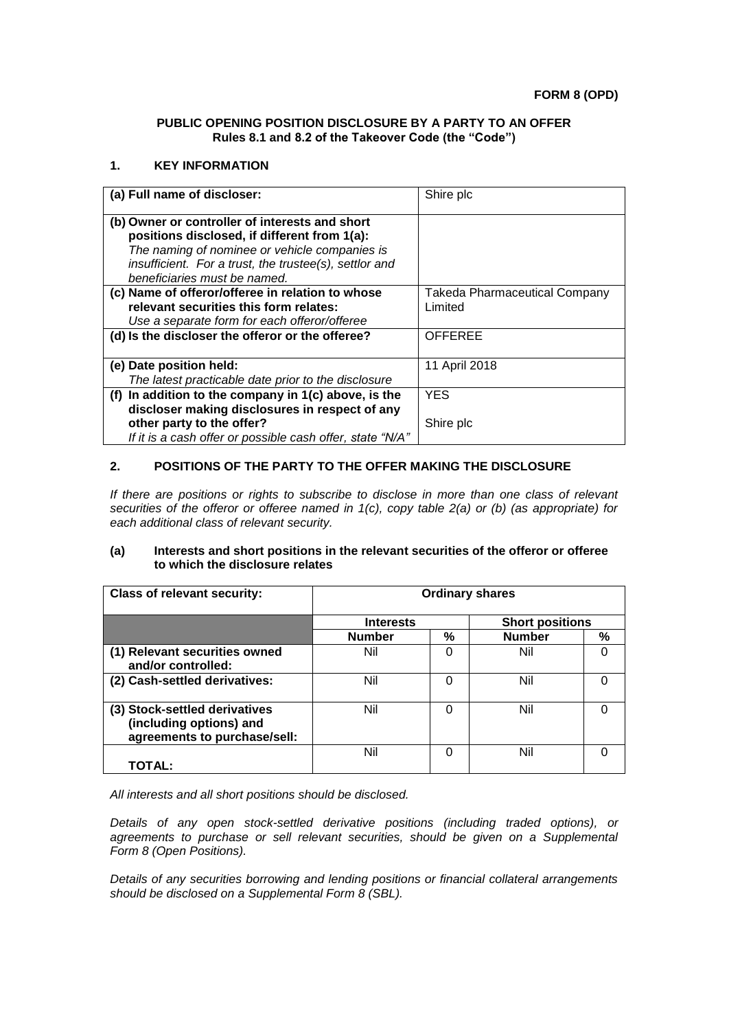**FORM 8 (OPD)**

**PUBLIC OPENING POSITION DISCLOSURE BY A PARTY TO AN OFFER**
**Rules 8.1 and 8.2 of the Takeover Code (the "Code")**

## 1. KEY INFORMATION

| | |
|---|---|
| **(a) Full name of discloser:** | Shire plc |
| **(b) Owner or controller of interests and short positions disclosed, if different from 1(a):** *The naming of nominee or vehicle companies is insufficient. For a trust, the trustee(s), settlor and beneficiaries must be named.* | |
| **(c) Name of offeror/offeree in relation to whose relevant securities this form relates:** *Use a separate form for each offeror/offeree* | Takeda Pharmaceutical Company Limited |
| **(d) Is the discloser the offeror or the offeree?** | OFFEREE |
| **(e) Date position held:** *The latest practicable date prior to the disclosure* | 11 April 2018 |
| **(f) In addition to the company in 1(c) above, is the discloser making disclosures in respect of any other party to the offer?** *If it is a cash offer or possible cash offer, state "N/A"* | YES<br><br>Shire plc |

## 2. POSITIONS OF THE PARTY TO THE OFFER MAKING THE DISCLOSURE

*If there are positions or rights to subscribe to disclose in more than one class of relevant securities of the offeror or offeree named in 1(c), copy table 2(a) or (b) (as appropriate) for each additional class of relevant security.*

### (a) Interests and short positions in the relevant securities of the offeror or offeree to which the disclosure relates

| **Class of relevant security:** | **Ordinary shares** | | | |
|---|---|---|---|---|
| | **Interests** | | **Short positions** | |
| | **Number** | **%** | **Number** | **%** |
| **(1) Relevant securities owned and/or controlled:** | Nil | 0 | Nil | 0 |
| **(2) Cash-settled derivatives:** | Nil | 0 | Nil | 0 |
| **(3) Stock-settled derivatives (including options) and agreements to purchase/sell:** | Nil | 0 | Nil | 0 |
| **TOTAL:** | Nil | 0 | Nil | 0 |

*All interests and all short positions should be disclosed.*

*Details of any open stock-settled derivative positions (including traded options), or agreements to purchase or sell relevant securities, should be given on a Supplemental Form 8 (Open Positions).*

*Details of any securities borrowing and lending positions or financial collateral arrangements should be disclosed on a Supplemental Form 8 (SBL).*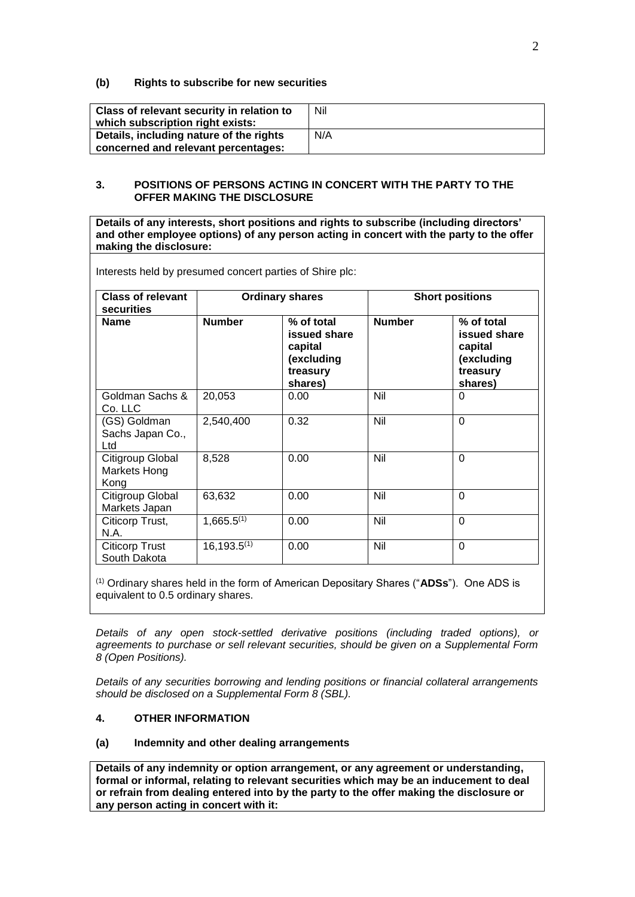**(b) Rights to subscribe for new securities**

| Class of relevant security in relation to which subscription right exists: | Nil |
|---|---|
| Details, including nature of the rights concerned and relevant percentages: | N/A |

## 3. POSITIONS OF PERSONS ACTING IN CONCERT WITH THE PARTY TO THE OFFER MAKING THE DISCLOSURE

**Details of any interests, short positions and rights to subscribe (including directors' and other employee options) of any person acting in concert with the party to the offer making the disclosure:**

Interests held by presumed concert parties of Shire plc:

| Class of relevant securities | Ordinary shares | | Short positions | |
|---|---|---|---|---|
| **Name** | **Number** | **% of total issued share capital (excluding treasury shares)** | **Number** | **% of total issued share capital (excluding treasury shares)** |
| Goldman Sachs & Co. LLC | 20,053 | 0.00 | Nil | 0 |
| (GS) Goldman Sachs Japan Co., Ltd | 2,540,400 | 0.32 | Nil | 0 |
| Citigroup Global Markets Hong Kong | 8,528 | 0.00 | Nil | 0 |
| Citigroup Global Markets Japan | 63,632 | 0.00 | Nil | 0 |
| Citicorp Trust, N.A. | 1,665.5(1) | 0.00 | Nil | 0 |
| Citicorp Trust South Dakota | 16,193.5(1) | 0.00 | Nil | 0 |

(1) Ordinary shares held in the form of American Depositary Shares ("**ADSs**"). One ADS is equivalent to 0.5 ordinary shares.

*Details of any open stock-settled derivative positions (including traded options), or agreements to purchase or sell relevant securities, should be given on a Supplemental Form 8 (Open Positions).*

*Details of any securities borrowing and lending positions or financial collateral arrangements should be disclosed on a Supplemental Form 8 (SBL).*

## 4. OTHER INFORMATION

**(a) Indemnity and other dealing arrangements**

**Details of any indemnity or option arrangement, or any agreement or understanding, formal or informal, relating to relevant securities which may be an inducement to deal or refrain from dealing entered into by the party to the offer making the disclosure or any person acting in concert with it:**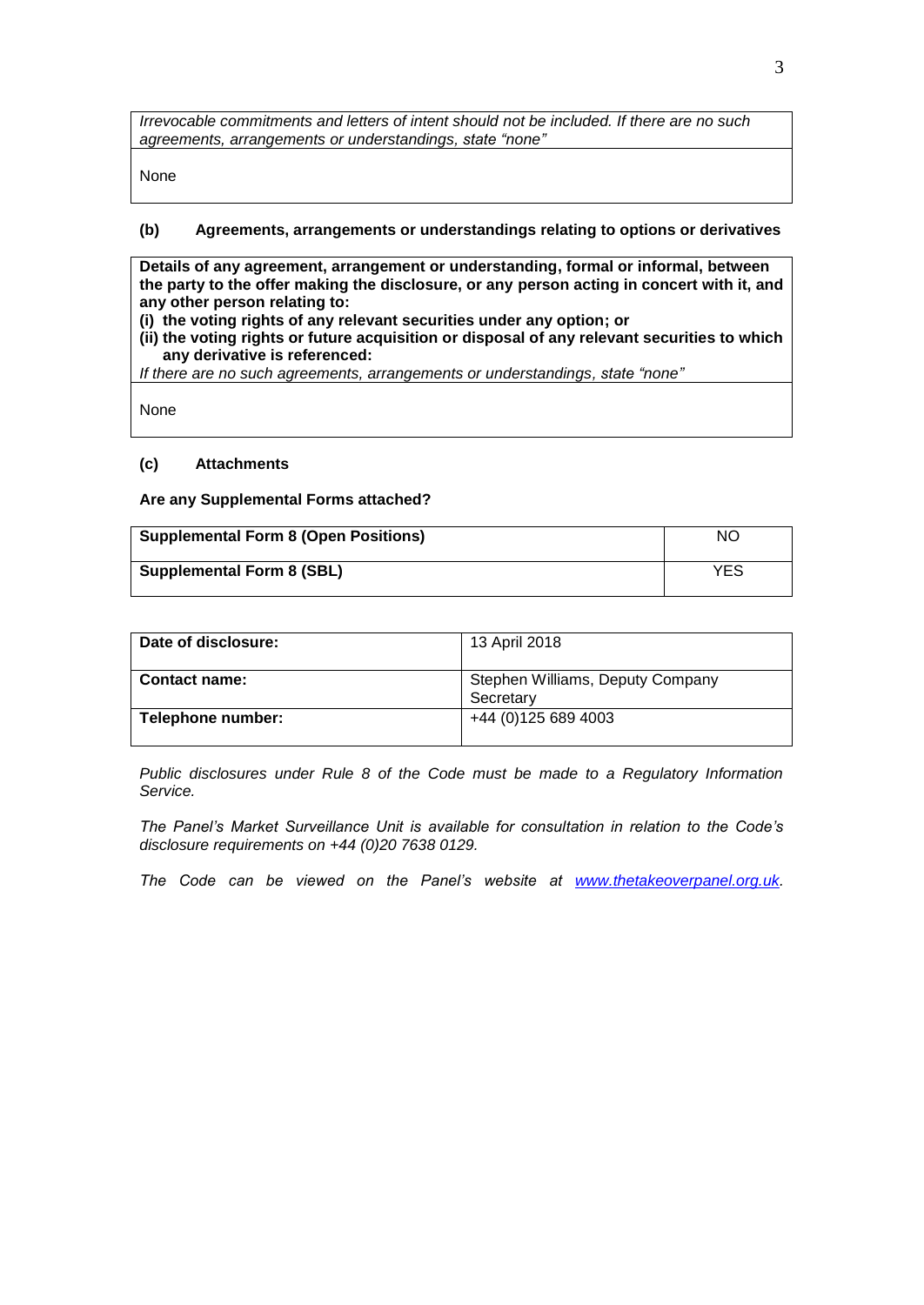*Irrevocable commitments and letters of intent should not be included. If there are no such agreements, arrangements or understandings, state "none"*

None

**(b) Agreements, arrangements or understandings relating to options or derivatives**

**Details of any agreement, arrangement or understanding, formal or informal, between the party to the offer making the disclosure, or any person acting in concert with it, and any other person relating to:**
**(i) the voting rights of any relevant securities under any option; or**
**(ii) the voting rights or future acquisition or disposal of any relevant securities to which any derivative is referenced:**
*If there are no such agreements, arrangements or understandings, state "none"*

None

**(c) Attachments**

**Are any Supplemental Forms attached?**

| | |
|---|---|
| **Supplemental Form 8 (Open Positions)** | NO |
| **Supplemental Form 8 (SBL)** | YES |

| | |
|---|---|
| **Date of disclosure:** | 13 April 2018 |
| **Contact name:** | Stephen Williams, Deputy Company Secretary |
| **Telephone number:** | +44 (0)125 689 4003 |

*Public disclosures under Rule 8 of the Code must be made to a Regulatory Information Service.*

*The Panel's Market Surveillance Unit is available for consultation in relation to the Code's disclosure requirements on +44 (0)20 7638 0129.*

*The Code can be viewed on the Panel's website at www.thetakeoverpanel.org.uk.*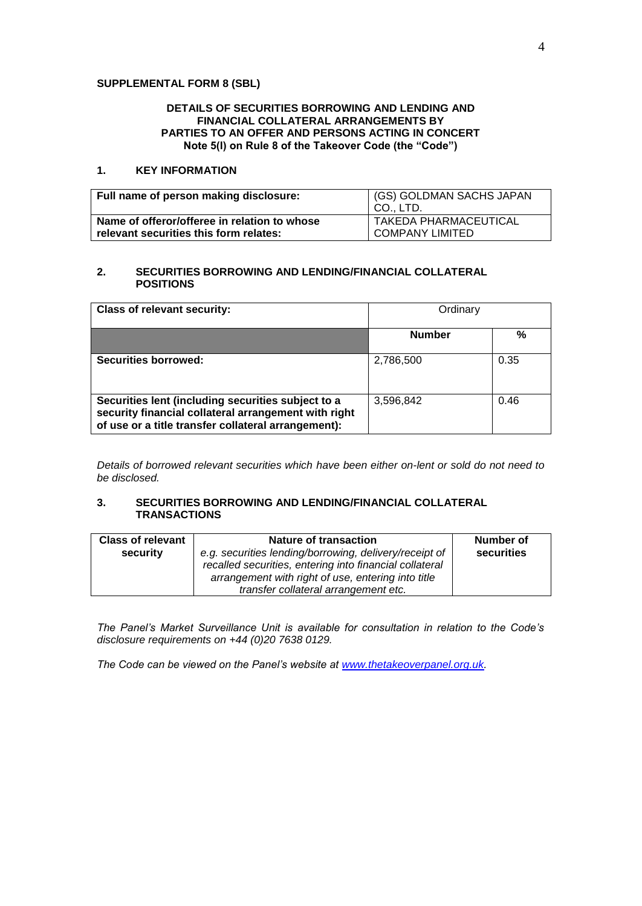**SUPPLEMENTAL FORM 8 (SBL)**

**DETAILS OF SECURITIES BORROWING AND LENDING AND FINANCIAL COLLATERAL ARRANGEMENTS BY PARTIES TO AN OFFER AND PERSONS ACTING IN CONCERT**
**Note 5(l) on Rule 8 of the Takeover Code (the "Code")**

## 1. KEY INFORMATION

| | |
|---|---|
| **Full name of person making disclosure:** | (GS) GOLDMAN SACHS JAPAN CO., LTD. |
| **Name of offeror/offeree in relation to whose relevant securities this form relates:** | TAKEDA PHARMACEUTICAL COMPANY LIMITED |

## 2. SECURITIES BORROWING AND LENDING/FINANCIAL COLLATERAL POSITIONS

| **Class of relevant security:** | Ordinary | |
|---|---|---|
| | **Number** | **%** |
| **Securities borrowed:** | 2,786,500 | 0.35 |
| **Securities lent (including securities subject to a security financial collateral arrangement with right of use or a title transfer collateral arrangement):** | 3,596,842 | 0.46 |

*Details of borrowed relevant securities which have been either on-lent or sold do not need to be disclosed.*

## 3. SECURITIES BORROWING AND LENDING/FINANCIAL COLLATERAL TRANSACTIONS

| **Class of relevant security** | **Nature of transaction** *e.g. securities lending/borrowing, delivery/receipt of recalled securities, entering into financial collateral arrangement with right of use, entering into title transfer collateral arrangement etc.* | **Number of securities** |
|---|---|---|

*The Panel's Market Surveillance Unit is available for consultation in relation to the Code's disclosure requirements on +44 (0)20 7638 0129.*

*The Code can be viewed on the Panel's website at www.thetakeoverpanel.org.uk.*